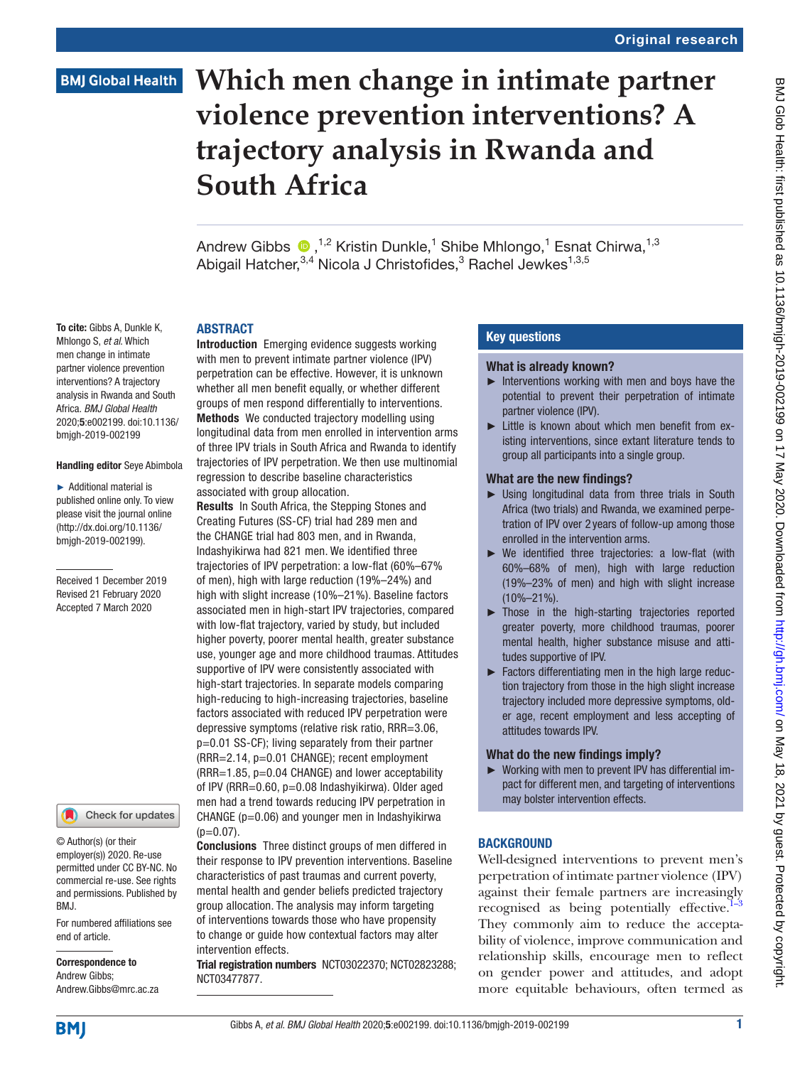Original research

# Which men change in intimate partner violence prevention interventions? A trajectory analysis in Rwanda and South Africa

Andrew Gibbs [1,2] Kristin Dunkle,[1] Shibe Mhlongo,[1] Esnat Chirwa,[1,3] Abigail Hatcher,[3,4] Nicola J Christofides,[3] Rachel Jewkes[1,3,5]

**To cite:** Gibbs A, Dunkle K, Mhlongo S, *et al*. Which men change in intimate partner violence prevention interventions? A trajectory analysis in Rwanda and South Africa. *BMJ Global Health* 2020;**5**:e002199. doi:10.1136/bmjgh-2019-002199

**Handling editor** Seye Abimbola

► Additional material is published online only. To view please visit the journal online (http://dx.doi.org/10.1136/bmjgh-2019-002199).

Received 1 December 2019
Revised 21 February 2020
Accepted 7 March 2020

© Author(s) (or their employer(s)) 2020. Re-use permitted under CC BY-NC. No commercial re-use. See rights and permissions. Published by BMJ.

For numbered affiliations see end of article.

**Correspondence to**
Andrew Gibbs;
Andrew.Gibbs@mrc.ac.za

## ABSTRACT

**Introduction** Emerging evidence suggests working with men to prevent intimate partner violence (IPV) perpetration can be effective. However, it is unknown whether all men benefit equally, or whether different groups of men respond differentially to interventions.

**Methods** We conducted trajectory modelling using longitudinal data from men enrolled in intervention arms of three IPV trials in South Africa and Rwanda to identify trajectories of IPV perpetration. We then use multinomial regression to describe baseline characteristics associated with group allocation.

**Results** In South Africa, the Stepping Stones and Creating Futures (SS-CF) trial had 289 men and the CHANGE trial had 803 men, and in Rwanda, Indashyikirwa had 821 men. We identified three trajectories of IPV perpetration: a low-flat (60%–67% of men), high with large reduction (19%–24%) and high with slight increase (10%–21%). Baseline factors associated men in high-start IPV trajectories, compared with low-flat trajectory, varied by study, but included higher poverty, poorer mental health, greater substance use, younger age and more childhood traumas. Attitudes supportive of IPV were consistently associated with high-start trajectories. In separate models comparing high-reducing to high-increasing trajectories, baseline factors associated with reduced IPV perpetration were depressive symptoms (relative risk ratio, RRR=3.06, p=0.01 SS-CF); living separately from their partner (RRR=2.14, p=0.01 CHANGE); recent employment (RRR=1.85, p=0.04 CHANGE) and lower acceptability of IPV (RRR=0.60, p=0.08 Indashyikirwa). Older aged men had a trend towards reducing IPV perpetration in CHANGE (p=0.06) and younger men in Indashyikirwa (p=0.07).

**Conclusions** Three distinct groups of men differed in their response to IPV prevention interventions. Baseline characteristics of past traumas and current poverty, mental health and gender beliefs predicted trajectory group allocation. The analysis may inform targeting of interventions towards those who have propensity to change or guide how contextual factors may alter intervention effects.

**Trial registration numbers** NCT03022370; NCT02823288; NCT03477877.

### Key questions

**What is already known?**

- ► Interventions working with men and boys have the potential to prevent their perpetration of intimate partner violence (IPV).
- ► Little is known about which men benefit from existing interventions, since extant literature tends to group all participants into a single group.

**What are the new findings?**

- ► Using longitudinal data from three trials in South Africa (two trials) and Rwanda, we examined perpetration of IPV over 2 years of follow-up among those enrolled in the intervention arms.
- ► We identified three trajectories: a low-flat (with 60%–68% of men), high with large reduction (19%–23% of men) and high with slight increase (10%–21%).
- ► Those in the high-starting trajectories reported greater poverty, more childhood traumas, poorer mental health, higher substance misuse and attitudes supportive of IPV.
- ► Factors differentiating men in the high large reduction trajectory from those in the high slight increase trajectory included more depressive symptoms, older age, recent employment and less accepting of attitudes towards IPV.

**What do the new findings imply?**

- ► Working with men to prevent IPV has differential impact for different men, and targeting of interventions may bolster intervention effects.

## BACKGROUND

Well-designed interventions to prevent men's perpetration of intimate partner violence (IPV) against their female partners are increasingly recognised as being potentially effective.[1–3] They commonly aim to reduce the acceptability of violence, improve communication and relationship skills, encourage men to reflect on gender power and attitudes, and adopt more equitable behaviours, often termed as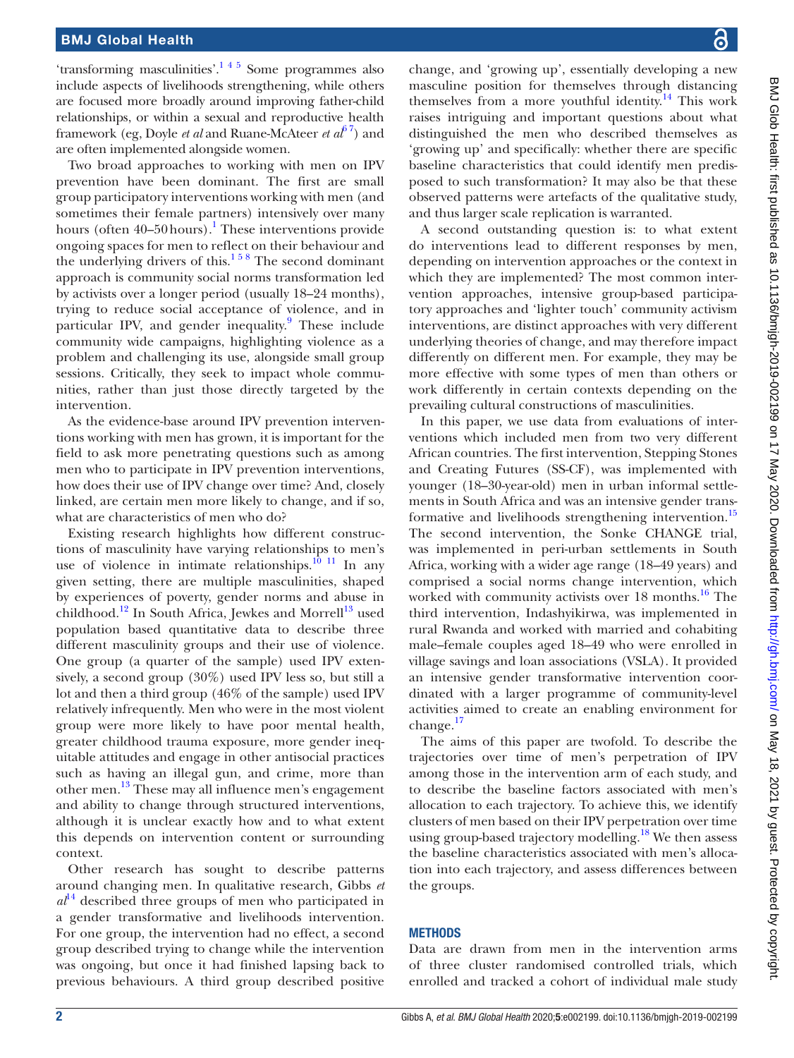'transforming masculinities'.[1 4 5] Some programmes also include aspects of livelihoods strengthening, while others are focused more broadly around improving father-child relationships, or within a sexual and reproductive health framework (eg, Doyle *et al* and Ruane-McAteer *et al*[6 7]) and are often implemented alongside women.

Two broad approaches to working with men on IPV prevention have been dominant. The first are small group participatory interventions working with men (and sometimes their female partners) intensively over many hours (often 40–50 hours).[1] These interventions provide ongoing spaces for men to reflect on their behaviour and the underlying drivers of this.[1 5 8] The second dominant approach is community social norms transformation led by activists over a longer period (usually 18–24 months), trying to reduce social acceptance of violence, and in particular IPV, and gender inequality.[9] These include community wide campaigns, highlighting violence as a problem and challenging its use, alongside small group sessions. Critically, they seek to impact whole communities, rather than just those directly targeted by the intervention.

As the evidence-base around IPV prevention interventions working with men has grown, it is important for the field to ask more penetrating questions such as among men who to participate in IPV prevention interventions, how does their use of IPV change over time? And, closely linked, are certain men more likely to change, and if so, what are characteristics of men who do?

Existing research highlights how different constructions of masculinity have varying relationships to men's use of violence in intimate relationships.[10 11] In any given setting, there are multiple masculinities, shaped by experiences of poverty, gender norms and abuse in childhood.[12] In South Africa, Jewkes and Morrell[13] used population based quantitative data to describe three different masculinity groups and their use of violence. One group (a quarter of the sample) used IPV extensively, a second group (30%) used IPV less so, but still a lot and then a third group (46% of the sample) used IPV relatively infrequently. Men who were in the most violent group were more likely to have poor mental health, greater childhood trauma exposure, more gender inequitable attitudes and engage in other antisocial practices such as having an illegal gun, and crime, more than other men.[13] These may all influence men's engagement and ability to change through structured interventions, although it is unclear exactly how and to what extent this depends on intervention content or surrounding context.

Other research has sought to describe patterns around changing men. In qualitative research, Gibbs *et al*[14] described three groups of men who participated in a gender transformative and livelihoods intervention. For one group, the intervention had no effect, a second group described trying to change while the intervention was ongoing, but once it had finished lapsing back to previous behaviours. A third group described positive change, and 'growing up', essentially developing a new masculine position for themselves through distancing themselves from a more youthful identity.[14] This work raises intriguing and important questions about what distinguished the men who described themselves as 'growing up' and specifically: whether there are specific baseline characteristics that could identify men predisposed to such transformation? It may also be that these observed patterns were artefacts of the qualitative study, and thus larger scale replication is warranted.

A second outstanding question is: to what extent do interventions lead to different responses by men, depending on intervention approaches or the context in which they are implemented? The most common intervention approaches, intensive group-based participatory approaches and 'lighter touch' community activism interventions, are distinct approaches with very different underlying theories of change, and may therefore impact differently on different men. For example, they may be more effective with some types of men than others or work differently in certain contexts depending on the prevailing cultural constructions of masculinities.

In this paper, we use data from evaluations of interventions which included men from two very different African countries. The first intervention, Stepping Stones and Creating Futures (SS-CF), was implemented with younger (18–30-year-old) men in urban informal settlements in South Africa and was an intensive gender transformative and livelihoods strengthening intervention.[15] The second intervention, the Sonke CHANGE trial, was implemented in peri-urban settlements in South Africa, working with a wider age range (18–49 years) and comprised a social norms change intervention, which worked with community activists over 18 months.[16] The third intervention, Indashyikirwa, was implemented in rural Rwanda and worked with married and cohabiting male–female couples aged 18–49 who were enrolled in village savings and loan associations (VSLA). It provided an intensive gender transformative intervention coordinated with a larger programme of community-level activities aimed to create an enabling environment for change.[17]

The aims of this paper are twofold. To describe the trajectories over time of men's perpetration of IPV among those in the intervention arm of each study, and to describe the baseline factors associated with men's allocation to each trajectory. To achieve this, we identify clusters of men based on their IPV perpetration over time using group-based trajectory modelling.[18] We then assess the baseline characteristics associated with men's allocation into each trajectory, and assess differences between the groups.

## METHODS

Data are drawn from men in the intervention arms of three cluster randomised controlled trials, which enrolled and tracked a cohort of individual male study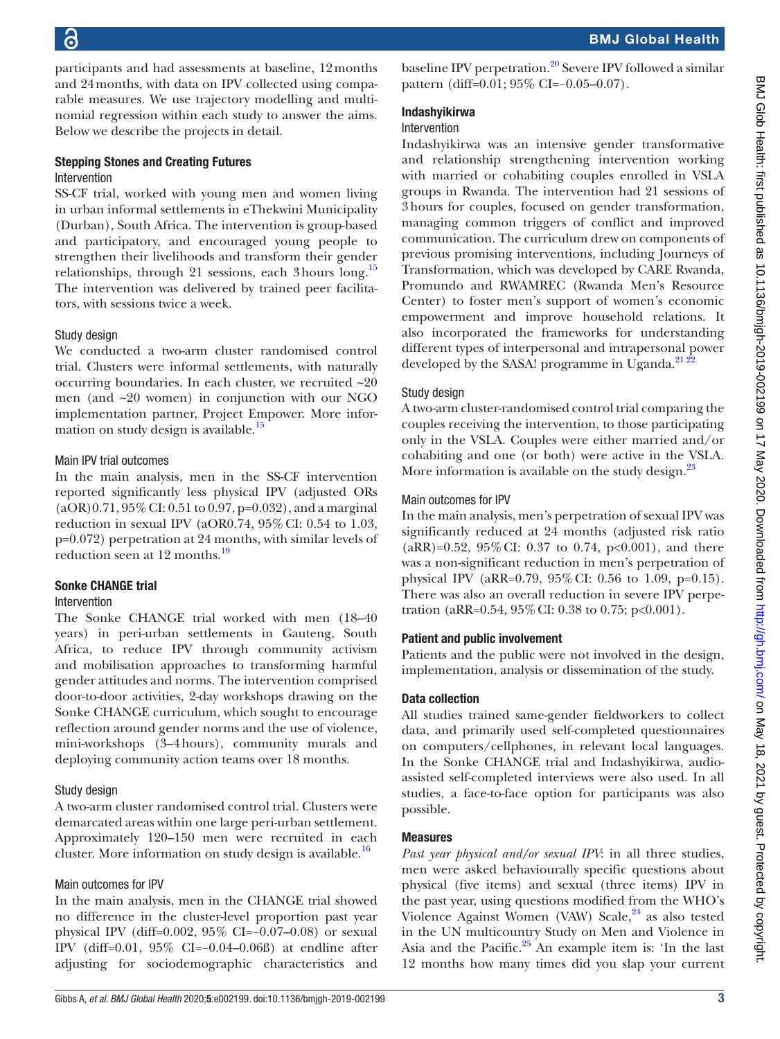participants and had assessments at baseline, 12 months and 24 months, with data on IPV collected using comparable measures. We use trajectory modelling and multinomial regression within each study to answer the aims. Below we describe the projects in detail.

### Stepping Stones and Creating Futures

#### Intervention

SS-CF trial, worked with young men and women living in urban informal settlements in eThekwini Municipality (Durban), South Africa. The intervention is group-based and participatory, and encouraged young people to strengthen their livelihoods and transform their gender relationships, through 21 sessions, each 3 hours long.[15] The intervention was delivered by trained peer facilitators, with sessions twice a week.

#### Study design

We conducted a two-arm cluster randomised control trial. Clusters were informal settlements, with naturally occurring boundaries. In each cluster, we recruited ~20 men (and ~20 women) in conjunction with our NGO implementation partner, Project Empower. More information on study design is available.[15]

#### Main IPV trial outcomes

In the main analysis, men in the SS-CF intervention reported significantly less physical IPV (adjusted ORs (aOR) 0.71, 95% CI: 0.51 to 0.97, p=0.032), and a marginal reduction in sexual IPV (aOR0.74, 95% CI: 0.54 to 1.03, p=0.072) perpetration at 24 months, with similar levels of reduction seen at 12 months.[19]

### Sonke CHANGE trial

#### Intervention

The Sonke CHANGE trial worked with men (18–40 years) in peri-urban settlements in Gauteng, South Africa, to reduce IPV through community activism and mobilisation approaches to transforming harmful gender attitudes and norms. The intervention comprised door-to-door activities, 2-day workshops drawing on the Sonke CHANGE curriculum, which sought to encourage reflection around gender norms and the use of violence, mini-workshops (3–4 hours), community murals and deploying community action teams over 18 months.

#### Study design

A two-arm cluster randomised control trial. Clusters were demarcated areas within one large peri-urban settlement. Approximately 120–150 men were recruited in each cluster. More information on study design is available.[16]

#### Main outcomes for IPV

In the main analysis, men in the CHANGE trial showed no difference in the cluster-level proportion past year physical IPV (diff=0.002, 95% CI=−0.07–0.08) or sexual IPV (diff=0.01, 95% CI=−0.04–0.06ß) at endline after adjusting for sociodemographic characteristics and baseline IPV perpetration.[20] Severe IPV followed a similar pattern (diff=0.01; 95% CI=−0.05–0.07).

### Indashyikirwa

#### Intervention

Indashyikirwa was an intensive gender transformative and relationship strengthening intervention working with married or cohabiting couples enrolled in VSLA groups in Rwanda. The intervention had 21 sessions of 3 hours for couples, focused on gender transformation, managing common triggers of conflict and improved communication. The curriculum drew on components of previous promising interventions, including Journeys of Transformation, which was developed by CARE Rwanda, Promundo and RWAMREC (Rwanda Men's Resource Center) to foster men's support of women's economic empowerment and improve household relations. It also incorporated the frameworks for understanding different types of interpersonal and intrapersonal power developed by the SASA! programme in Uganda.[21 22]

#### Study design

A two-arm cluster-randomised control trial comparing the couples receiving the intervention, to those participating only in the VSLA. Couples were either married and/or cohabiting and one (or both) were active in the VSLA. More information is available on the study design.[23]

#### Main outcomes for IPV

In the main analysis, men's perpetration of sexual IPV was significantly reduced at 24 months (adjusted risk ratio (aRR)=0.52, 95% CI: 0.37 to 0.74, p<0.001), and there was a non-significant reduction in men's perpetration of physical IPV (aRR=0.79, 95% CI: 0.56 to 1.09, p=0.15). There was also an overall reduction in severe IPV perpetration (aRR=0.54, 95% CI: 0.38 to 0.75; p<0.001).

### Patient and public involvement

Patients and the public were not involved in the design, implementation, analysis or dissemination of the study.

### Data collection

All studies trained same-gender fieldworkers to collect data, and primarily used self-completed questionnaires on computers/cellphones, in relevant local languages. In the Sonke CHANGE trial and Indashyikirwa, audio-assisted self-completed interviews were also used. In all studies, a face-to-face option for participants was also possible.

### Measures

*Past year physical and/or sexual IPV*: in all three studies, men were asked behaviourally specific questions about physical (five items) and sexual (three items) IPV in the past year, using questions modified from the WHO's Violence Against Women (VAW) Scale,[24] as also tested in the UN multicountry Study on Men and Violence in Asia and the Pacific.[25] An example item is: 'In the last 12 months how many times did you slap your current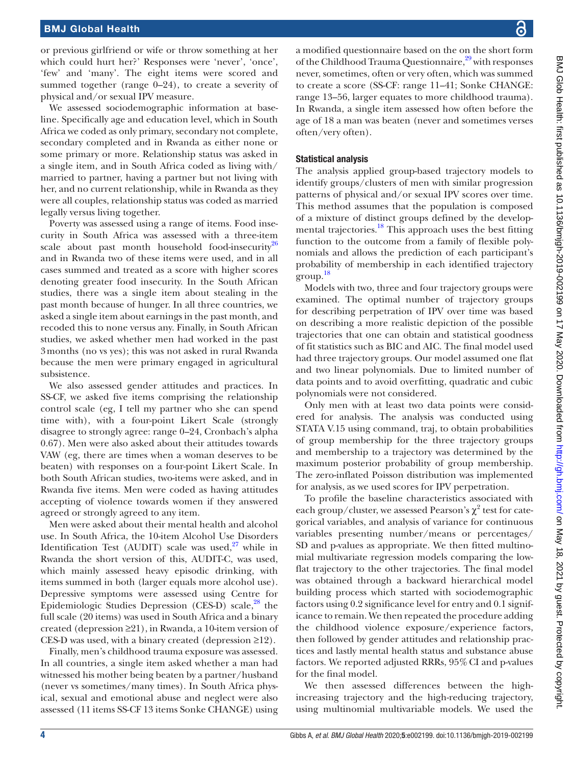or previous girlfriend or wife or throw something at her which could hurt her?' Responses were 'never', 'once', 'few' and 'many'. The eight items were scored and summed together (range 0–24), to create a severity of physical and/or sexual IPV measure.

We assessed sociodemographic information at baseline. Specifically age and education level, which in South Africa we coded as only primary, secondary not complete, secondary completed and in Rwanda as either none or some primary or more. Relationship status was asked in a single item, and in South Africa coded as living with/married to partner, having a partner but not living with her, and no current relationship, while in Rwanda as they were all couples, relationship status was coded as married legally versus living together.

Poverty was assessed using a range of items. Food insecurity in South Africa was assessed with a three-item scale about past month household food-insecurity[26] and in Rwanda two of these items were used, and in all cases summed and treated as a score with higher scores denoting greater food insecurity. In the South African studies, there was a single item about stealing in the past month because of hunger. In all three countries, we asked a single item about earnings in the past month, and recoded this to none versus any. Finally, in South African studies, we asked whether men had worked in the past 3 months (no vs yes); this was not asked in rural Rwanda because the men were primary engaged in agricultural subsistence.

We also assessed gender attitudes and practices. In SS-CF, we asked five items comprising the relationship control scale (eg, I tell my partner who she can spend time with), with a four-point Likert Scale (strongly disagree to strongly agree: range 0–24, Cronbach's alpha 0.67). Men were also asked about their attitudes towards VAW (eg, there are times when a woman deserves to be beaten) with responses on a four-point Likert Scale. In both South African studies, two-items were asked, and in Rwanda five items. Men were coded as having attitudes accepting of violence towards women if they answered agreed or strongly agreed to any item.

Men were asked about their mental health and alcohol use. In South Africa, the 10-item Alcohol Use Disorders Identification Test (AUDIT) scale was used,[27] while in Rwanda the short version of this, AUDIT-C, was used, which mainly assessed heavy episodic drinking, with items summed in both (larger equals more alcohol use). Depressive symptoms were assessed using Centre for Epidemiologic Studies Depression (CES-D) scale,[28] the full scale (20 items) was used in South Africa and a binary created (depression ≥21), in Rwanda, a 10-item version of CES-D was used, with a binary created (depression ≥12).

Finally, men's childhood trauma exposure was assessed. In all countries, a single item asked whether a man had witnessed his mother being beaten by a partner/husband (never vs sometimes/many times). In South Africa physical, sexual and emotional abuse and neglect were also assessed (11 items SS-CF 13 items Sonke CHANGE) using a modified questionnaire based on the on the short form of the Childhood Trauma Questionnaire,[29] with responses never, sometimes, often or very often, which was summed to create a score (SS-CF: range 11–41; Sonke CHANGE: range 13–56, larger equates to more childhood trauma). In Rwanda, a single item assessed how often before the age of 18 a man was beaten (never and sometimes verses often/very often).

### Statistical analysis

The analysis applied group-based trajectory models to identify groups/clusters of men with similar progression patterns of physical and/or sexual IPV scores over time. This method assumes that the population is composed of a mixture of distinct groups defined by the developmental trajectories.[18] This approach uses the best fitting function to the outcome from a family of flexible polynomials and allows the prediction of each participant's probability of membership in each identified trajectory group.[18]

Models with two, three and four trajectory groups were examined. The optimal number of trajectory groups for describing perpetration of IPV over time was based on describing a more realistic depiction of the possible trajectories that one can obtain and statistical goodness of fit statistics such as BIC and AIC. The final model used had three trajectory groups. Our model assumed one flat and two linear polynomials. Due to limited number of data points and to avoid overfitting, quadratic and cubic polynomials were not considered.

Only men with at least two data points were considered for analysis. The analysis was conducted using STATA V.15 using command, traj, to obtain probabilities of group membership for the three trajectory groups and membership to a trajectory was determined by the maximum posterior probability of group membership. The zero-inflated Poisson distribution was implemented for analysis, as we used scores for IPV perpetration.

To profile the baseline characteristics associated with each group/cluster, we assessed Pearson's $\chi^2$ test for categorical variables, and analysis of variance for continuous variables presenting number/means or percentages/SD and p-values as appropriate. We then fitted multinomial multivariate regression models comparing the low-flat trajectory to the other trajectories. The final model was obtained through a backward hierarchical model building process which started with sociodemographic factors using 0.2 significance level for entry and 0.1 significance to remain. We then repeated the procedure adding the childhood violence exposure/experience factors, then followed by gender attitudes and relationship practices and lastly mental health status and substance abuse factors. We reported adjusted RRRs, 95% CI and p-values for the final model.

We then assessed differences between the high-increasing trajectory and the high-reducing trajectory, using multinomial multivariable models. We used the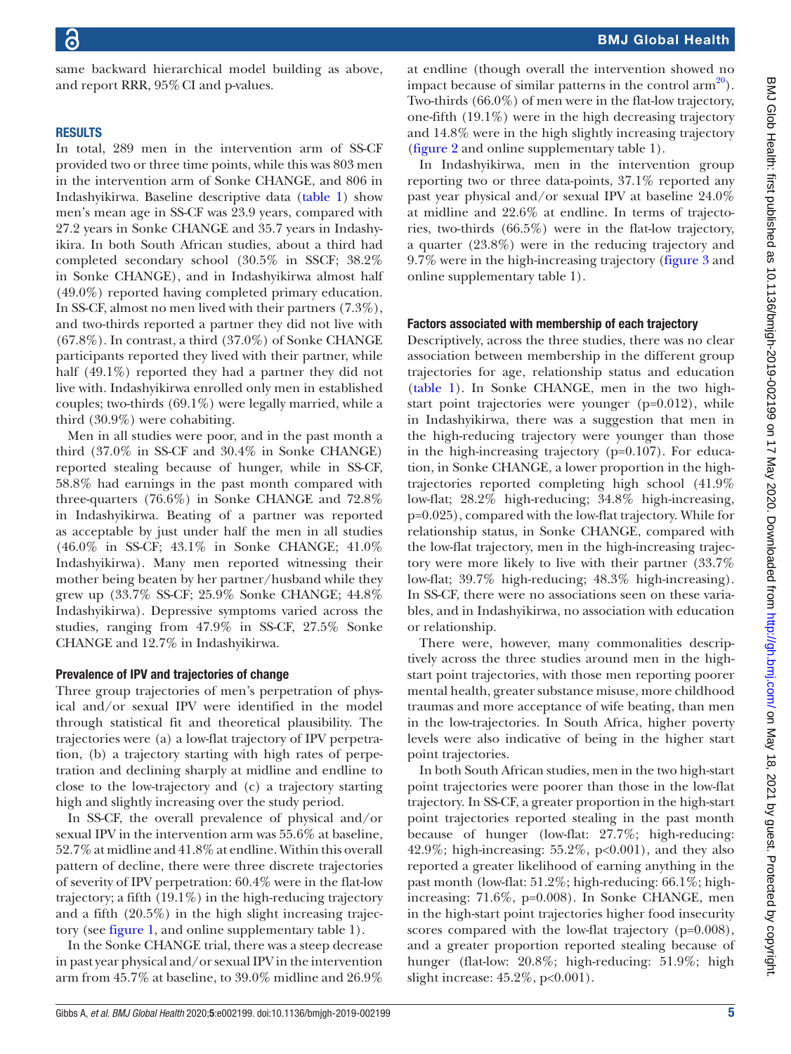same backward hierarchical model building as above, and report RRR, 95% CI and p-values.

## RESULTS

In total, 289 men in the intervention arm of SS-CF provided two or three time points, while this was 803 men in the intervention arm of Sonke CHANGE, and 806 in Indashyikirwa. Baseline descriptive data (table 1) show men's mean age in SS-CF was 23.9 years, compared with 27.2 years in Sonke CHANGE and 35.7 years in Indashyikira. In both South African studies, about a third had completed secondary school (30.5% in SSCF; 38.2% in Sonke CHANGE), and in Indashyikirwa almost half (49.0%) reported having completed primary education. In SS-CF, almost no men lived with their partners (7.3%), and two-thirds reported a partner they did not live with (67.8%). In contrast, a third (37.0%) of Sonke CHANGE participants reported they lived with their partner, while half (49.1%) reported they had a partner they did not live with. Indashyikirwa enrolled only men in established couples; two-thirds (69.1%) were legally married, while a third (30.9%) were cohabiting.

Men in all studies were poor, and in the past month a third (37.0% in SS-CF and 30.4% in Sonke CHANGE) reported stealing because of hunger, while in SS-CF, 58.8% had earnings in the past month compared with three-quarters (76.6%) in Sonke CHANGE and 72.8% in Indashyikirwa. Beating of a partner was reported as acceptable by just under half the men in all studies (46.0% in SS-CF; 43.1% in Sonke CHANGE; 41.0% Indashyikirwa). Many men reported witnessing their mother being beaten by her partner/husband while they grew up (33.7% SS-CF; 25.9% Sonke CHANGE; 44.8% Indashyikirwa). Depressive symptoms varied across the studies, ranging from 47.9% in SS-CF, 27.5% Sonke CHANGE and 12.7% in Indashyikirwa.

### Prevalence of IPV and trajectories of change

Three group trajectories of men's perpetration of physical and/or sexual IPV were identified in the model through statistical fit and theoretical plausibility. The trajectories were (a) a low-flat trajectory of IPV perpetration, (b) a trajectory starting with high rates of perpetration and declining sharply at midline and endline to close to the low-trajectory and (c) a trajectory starting high and slightly increasing over the study period.

In SS-CF, the overall prevalence of physical and/or sexual IPV in the intervention arm was 55.6% at baseline, 52.7% at midline and 41.8% at endline. Within this overall pattern of decline, there were three discrete trajectories of severity of IPV perpetration: 60.4% were in the flat-low trajectory; a fifth (19.1%) in the high-reducing trajectory and a fifth (20.5%) in the high slight increasing trajectory (see figure 1, and online supplementary table 1).

In the Sonke CHANGE trial, there was a steep decrease in past year physical and/or sexual IPV in the intervention arm from 45.7% at baseline, to 39.0% midline and 26.9% at endline (though overall the intervention showed no impact because of similar patterns in the control arm[20]). Two-thirds (66.0%) of men were in the flat-low trajectory, one-fifth (19.1%) were in the high decreasing trajectory and 14.8% were in the high slightly increasing trajectory (figure 2 and online supplementary table 1).

In Indashyikirwa, men in the intervention group reporting two or three data-points, 37.1% reported any past year physical and/or sexual IPV at baseline 24.0% at midline and 22.6% at endline. In terms of trajectories, two-thirds (66.5%) were in the flat-low trajectory, a quarter (23.8%) were in the reducing trajectory and 9.7% were in the high-increasing trajectory (figure 3 and online supplementary table 1).

### Factors associated with membership of each trajectory

Descriptively, across the three studies, there was no clear association between membership in the different group trajectories for age, relationship status and education (table 1). In Sonke CHANGE, men in the two high-start point trajectories were younger (p=0.012), while in Indashyikirwa, there was a suggestion that men in the high-reducing trajectory were younger than those in the high-increasing trajectory (p=0.107). For education, in Sonke CHANGE, a lower proportion in the high-trajectories reported completing high school (41.9% low-flat; 28.2% high-reducing; 34.8% high-increasing, p=0.025), compared with the low-flat trajectory. While for relationship status, in Sonke CHANGE, compared with the low-flat trajectory, men in the high-increasing trajectory were more likely to live with their partner (33.7% low-flat; 39.7% high-reducing; 48.3% high-increasing). In SS-CF, there were no associations seen on these variables, and in Indashyikirwa, no association with education or relationship.

There were, however, many commonalities descriptively across the three studies around men in the high-start point trajectories, with those men reporting poorer mental health, greater substance misuse, more childhood traumas and more acceptance of wife beating, than men in the low-trajectories. In South Africa, higher poverty levels were also indicative of being in the higher start point trajectories.

In both South African studies, men in the two high-start point trajectories were poorer than those in the low-flat trajectory. In SS-CF, a greater proportion in the high-start point trajectories reported stealing in the past month because of hunger (low-flat: 27.7%; high-reducing: 42.9%; high-increasing: 55.2%, p<0.001), and they also reported a greater likelihood of earning anything in the past month (low-flat: 51.2%; high-reducing: 66.1%; high-increasing: 71.6%, p=0.008). In Sonke CHANGE, men in the high-start point trajectories higher food insecurity scores compared with the low-flat trajectory (p=0.008), and a greater proportion reported stealing because of hunger (flat-low: 20.8%; high-reducing: 51.9%; high slight increase: 45.2%, p<0.001).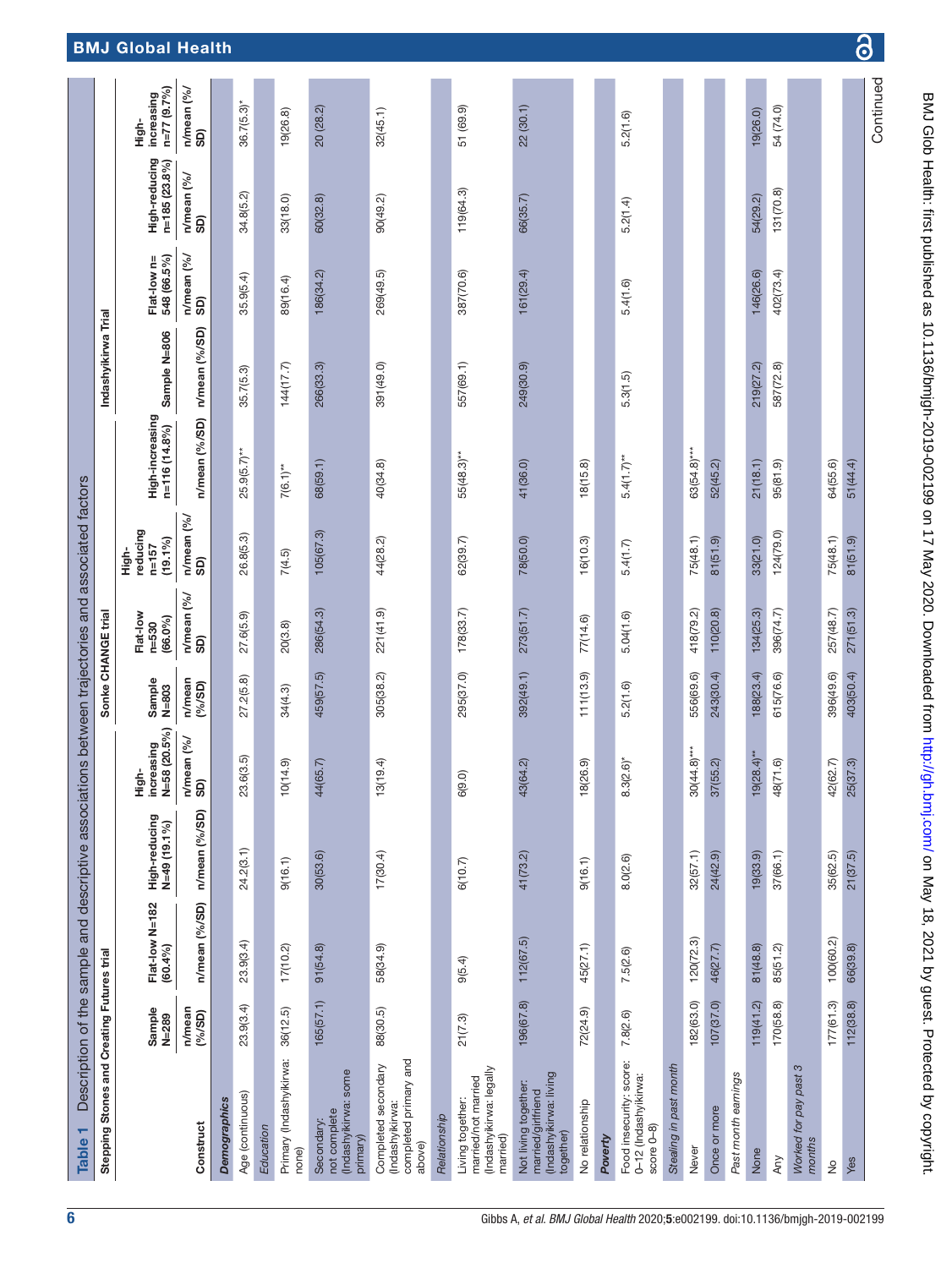**Table 1** Description of the sample and descriptive associations between trajectories and associated factors

| | Stepping Stones and Creating Futures trial | | | | Sonke CHANGE trial | | | | Indashyikirwa Trial | | | |
|---|---|---|---|---|---|---|---|---|---|---|---|---|
| Construct | Sample N=289 n/mean (%/SD) | Flat-low N=182 (60.4%) n/mean (%/SD) | High-reducing N=49 (19.1%) n/mean (%/SD) | High-increasing N=58 (20.5%) n/mean (%/SD) | Sample N=803 n/mean (%/SD) | Flat-low n=530 (66.0%) n/mean (%/SD) | High-reducing n=157 (19.1%) n/mean (%/SD) | High-increasing n=116 (14.8%) n/mean (%/SD) | Sample N=806 n/mean (%/SD) | Flat-low n= 548 (66.5%) n/mean (%/SD) | High-reducing n=185 (23.8%) n/mean (%/SD) | High-increasing n=77 (9.7%) n/mean (%/SD) |
| ***Demographics*** | | | | | | | | | | | | |
| Age (continuous) | 23.9(3.4) | 23.9(3.4) | 24.2(3.1) | 23.6(3.5) | 27.2(5.8) | 27.6(5.9) | 26.8(5.3) | 25.9(5.7)** | 35.7(5.3) | 35.9(5.4) | 34.8(5.2) | 36.7(5.3)* |
| *Education* | | | | | | | | | | | | |
| Primary (Indashyikirwa: none) | 36(12.5) | 17(10.2) | 9(16.1) | 10(14.9) | 34(4.3) | 20(3.8) | 7(4.5) | 7(6.1)** | 144(17.7) | 89(16.4) | 33(18.0) | 19(26.8) |
| Secondary; not complete (Indashyikirwa: some primary) | 165(57.1) | 91(54.8) | 30(53.6) | 44(65.7) | 459(57.5) | 286(54.3) | 105(67.3) | 68(59.1) | 266(33.3) | 186(34.2) | 60(32.8) | 20 (28.2) |
| Completed secondary (Indashyikirwa: completed primary and above) | 88(30.5) | 58(34.9) | 17(30.4) | 13(19.4) | 305(38.2) | 221(41.9) | 44(28.2) | 40(34.8) | 391(49.0) | 269(49.5) | 90(49.2) | 32(45.1) |
| *Relationship* | | | | | | | | | | | | |
| Living together: married/not married (Indashyikirwa: legally married) | 21(7.3) | 9(5.4) | 6(10.7) | 6(9.0) | 295(37.0) | 178(33.7) | 62(39.7) | 55(48.3)** | 557(69.1) | 387(70.6) | 119(64.3) | 51 (69.9) |
| Not living together: married/girlfriend (Indashyikirwa: living together) | 196(67.8) | 112(67.5) | 41(73.2) | 43(64.2) | 392(49.1) | 273(51.7) | 78(50.0) | 41(36.0) | 249(30.9) | 161(29.4) | 66(35.7) | 22 (30.1) |
| No relationship | 72(24.9) | 45(27.1) | 9(16.1) | 18(26.9) | 111(13.9) | 77(14.6) | 16(10.3) | 18(15.8) | | | | |
| ***Poverty*** | | | | | | | | | | | | |
| Food insecurity: score: 0–12 (Indashyikirwa: score 0–8) | 7.8(2.6) | 7.5(2.6) | 8.0(2.6) | 8.3(2.6)* | 5.2(1.6) | 5.04(1.6) | 5.4(1.7) | 5.4(1.7)** | 5.3(1.5) | 5.4(1.6) | 5.2(1.4) | 5.2(1.6) |
| *Stealing in past month* | | | | | | | | | | | | |
| Never | 182(63.0) | 120(72.3) | 32(57.1) | 30(44.8)*** | 556(69.6) | 418(79.2) | 75(48.1) | 63(54.8)*** | | | | |
| Once or more | 107(37.0) | 46(27.7) | 24(42.9) | 37(55.2) | 243(30.4) | 110(20.8) | 81(51.9) | 52(45.2) | | | | |
| *Past month earnings* | | | | | | | | | | | | |
| None | 119(41.2) | 81(48.8) | 19(33.9) | 19(28.4)** | 188(23.4) | 134(25.3) | 33(21.0) | 21(18.1) | 219(27.2) | 146(26.6) | 54(29.2) | 19(26.0) |
| Any | 170(58.8) | 85(51.2) | 37(66.1) | 48(71.6) | 615(76.6) | 396(74.7) | 124(79.0) | 95(81.9) | 587(72.8) | 402(73.4) | 131(70.8) | 54 (74.0) |
| *Worked for pay past 3 months* | | | | | | | | | | | | |
| No | 177(61.3) | 100(60.2) | 35(62.5) | 42(62.7) | 396(49.6) | 257(48.7) | 75(48.1) | 64(55.6) | | | | |
| Yes | 112(38.8) | 66(39.8) | 21(37.5) | 25(37.3) | 403(50.4) | 271(51.3) | 81(51.9) | 51(44.4) | | | | |

Continued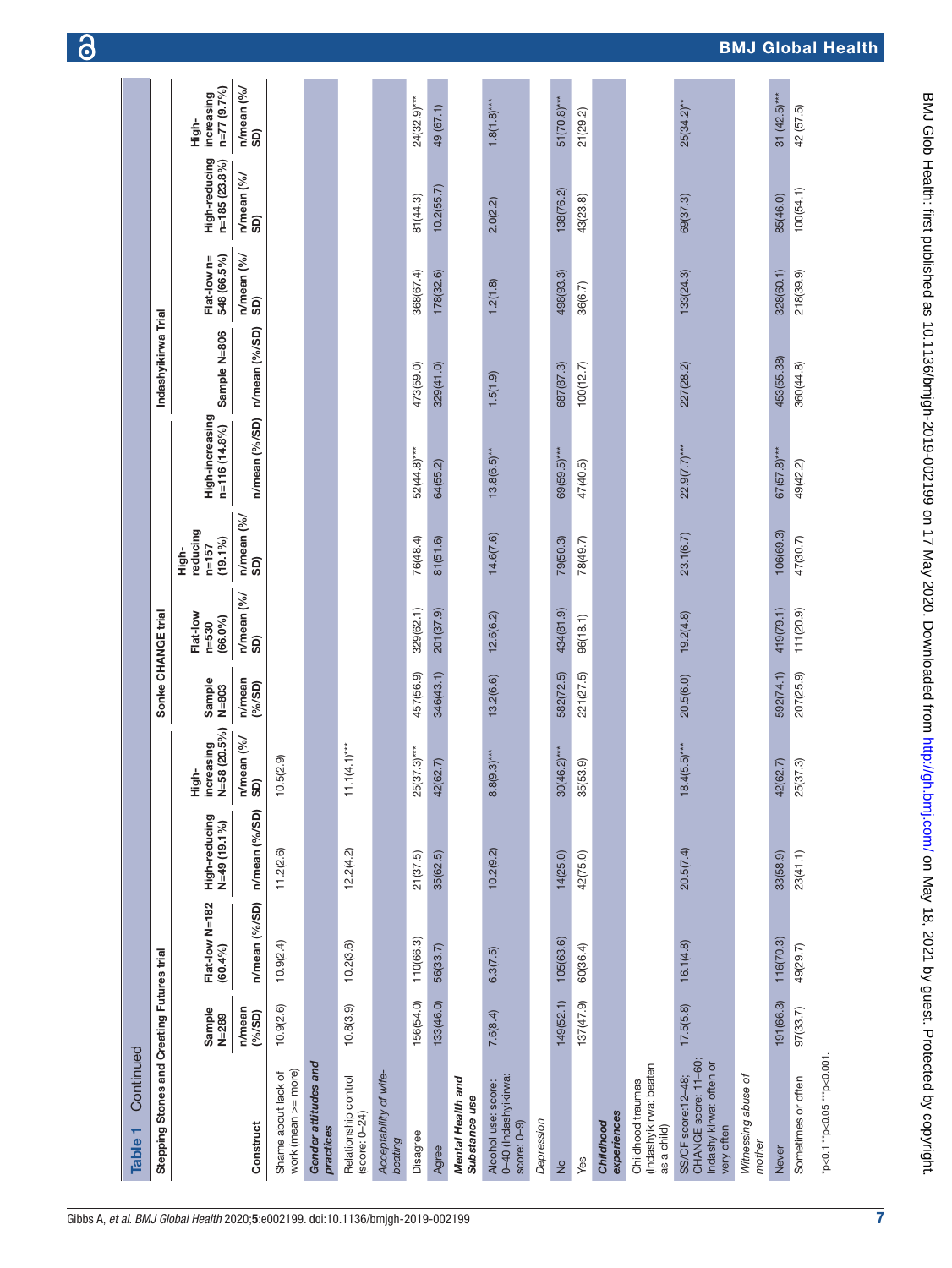Table 1 Continued

| Construct | Stepping Stones and Creating Futures trial | | | | Sonke CHANGE trial | | | | Indashyikirwa Trial | | | |
|---|---|---|---|---|---|---|---|---|---|---|---|---|
| | Sample N=289 | Flat-low N=182 (60.4%) | High-reducing N=49 (19.1%) | High-increasing N=58 (20.5%) | Sample N=803 | Flat-low n=530 (66.0%) | High-reducing n=157 (19.1%) | High-increasing n=116 (14.8%) | Sample N=806 | Flat-low n= 548 (66.5%) | High-reducing n=185 (23.8%) | High-increasing n=77 (9.7%) |
| | n/mean (%/SD) | n/mean (%/SD) | n/mean (%/SD) | n/mean (%/SD) | n/mean (%/SD) | n/mean (%/SD) | n/mean (%/SD) | n/mean (%/SD) | n/mean (%/SD) | n/mean (%/SD) | n/mean (%/SD) | n/mean (%/SD) |
| Shame about lack of work (mean >= more) | 10.9(2.6) | 10.9(2.4) | 11.2(2.6) | 10.5(2.9) | | | | | | | | |
| ***Gender attitudes and practices*** | | | | | | | | | | | | |
| Relationship control (score: 0–24) | 10.8(3.9) | 10.2(3.6) | 12.2(4.2) | 11.1(4.1)*** | | | | | | | | |
| *Acceptability of wife-beating* | | | | | | | | | | | | |
| Disagree | 156(54.0) | 110(66.3) | 21(37.5) | 25(37.3)*** | 457(56.9) | 329(62.1) | 76(48.4) | 52(44.8)*** | 473(59.0) | 368(67.4) | 81(44.3) | 24(32.9)*** |
| Agree | 133(46.0) | 56(33.7) | 35(62.5) | 42(62.7) | 346(43.1) | 201(37.9) | 81(51.6) | 64(55.2) | 329(41.0) | 178(32.6) | 10.2(55.7) | 49 (67.1) |
| ***Mental Health and Substance use*** | | | | | | | | | | | | |
| Alcohol use: score: 0–40 (Indashyikirwa: score: 0–9) | 7.6(8.4) | 6.3(7.5) | 10.2(9.2) | 8.8(9.3)*** | 13.2(6.6) | 12.6(6.2) | 14.6(7.6) | 13.8(6.5)** | 1.5(1.9) | 1.2(1.8) | 2.0(2.2) | 1.8(1.8)*** |
| *Depression* | | | | | | | | | | | | |
| No | 149(52.1) | 105(63.6) | 14(25.0) | 30(46.2)*** | 582(72.5) | 434(81.9) | 79(50.3) | 69(59.5)*** | 687(87.3) | 498(93.3) | 138(76.2) | 51(70.8)*** |
| Yes | 137(47.9) | 60(36.4) | 42(75.0) | 35(53.9) | 221(27.5) | 96(18.1) | 78(49.7) | 47(40.5) | 100(12.7) | 36(6.7) | 43(23.8) | 21(29.2) |
| ***Childhood experiences*** | | | | | | | | | | | | |
| Childhood traumas (Indashyikirwa: beaten as a child) | | | | | | | | | | | | |
| SS/CF score:12–48; CHANGE score: 11–60; Indashyikirwa: often or very often | 17.5(5.8) | 16.1(4.8) | 20.5(7.4) | 18.4(5.5)*** | 20.5(6.0) | 19.2(4.8) | 23.1(6.7) | 22.9(7.7)*** | 227(28.2) | 133(24.3) | 69(37.3) | 25(34.2)** |
| *Witnessing abuse of mother* | | | | | | | | | | | | |
| Never | 191(66.3) | 116(70.3) | 33(58.9) | 42(62.7) | 592(74.1) | 419(79.1) | 106(69.3) | 67(57.8)*** | 453(55.38) | 328(60.1) | 85(46.0) | 31 (42.5)*** |
| Sometimes or often | 97(33.7) | 49(29.7) | 23(41.1) | 25(37.3) | 207(25.9) | 111(20.9) | 47(30.7) | 49(42.2) | 360(44.8) | 218(39.9) | 100(54.1) | 42 (57.5) |

*p<0.1 **p<0.05 ***p<0.001.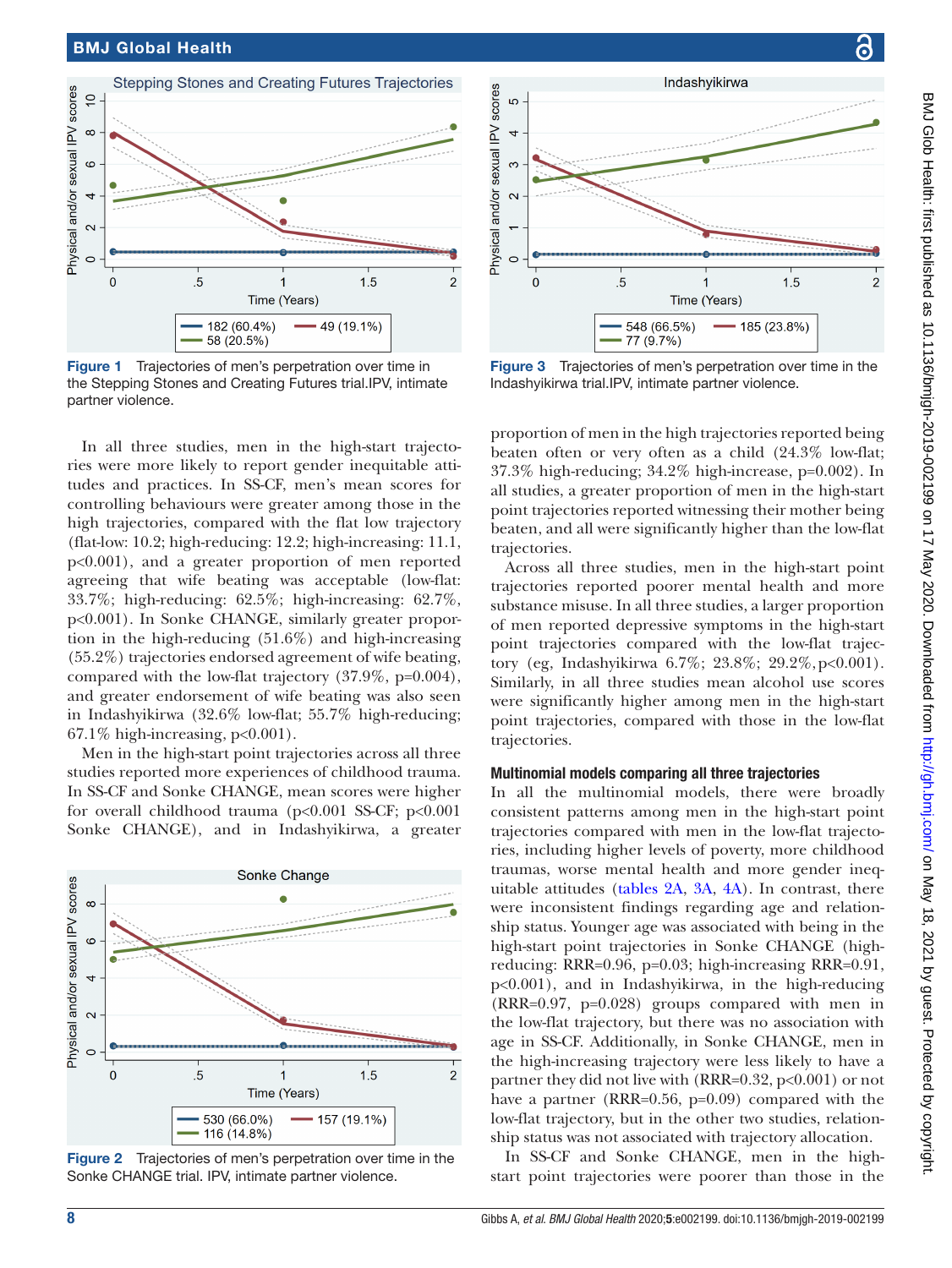Figure 1 Trajectories of men's perpetration over time in the Stepping Stones and Creating Futures trial.IPV, intimate partner violence.

Figure 3 Trajectories of men's perpetration over time in the Indashyikirwa trial.IPV, intimate partner violence.

In all three studies, men in the high-start trajectories were more likely to report gender inequitable attitudes and practices. In SS-CF, men's mean scores for controlling behaviours were greater among those in the high trajectories, compared with the flat low trajectory (flat-low: 10.2; high-reducing: 12.2; high-increasing: 11.1, p<0.001), and a greater proportion of men reported agreeing that wife beating was acceptable (low-flat: 33.7%; high-reducing: 62.5%; high-increasing: 62.7%, p<0.001). In Sonke CHANGE, similarly greater proportion in the high-reducing (51.6%) and high-increasing (55.2%) trajectories endorsed agreement of wife beating, compared with the low-flat trajectory (37.9%, p=0.004), and greater endorsement of wife beating was also seen in Indashyikirwa (32.6% low-flat; 55.7% high-reducing; 67.1% high-increasing, p<0.001).

Men in the high-start point trajectories across all three studies reported more experiences of childhood trauma. In SS-CF and Sonke CHANGE, mean scores were higher for overall childhood trauma (p<0.001 SS-CF; p<0.001 Sonke CHANGE), and in Indashyikirwa, a greater proportion of men in the high trajectories reported being beaten often or very often as a child (24.3% low-flat; 37.3% high-reducing; 34.2% high-increase, p=0.002). In all studies, a greater proportion of men in the high-start point trajectories reported witnessing their mother being beaten, and all were significantly higher than the low-flat trajectories.

Figure 2 Trajectories of men's perpetration over time in the Sonke CHANGE trial. IPV, intimate partner violence.

Across all three studies, men in the high-start point trajectories reported poorer mental health and more substance misuse. In all three studies, a larger proportion of men reported depressive symptoms in the high-start point trajectories compared with the low-flat trajectory (eg, Indashyikirwa 6.7%; 23.8%; 29.2%,p<0.001). Similarly, in all three studies mean alcohol use scores were significantly higher among men in the high-start point trajectories, compared with those in the low-flat trajectories.

### Multinomial models comparing all three trajectories

In all the multinomial models, there were broadly consistent patterns among men in the high-start point trajectories compared with men in the low-flat trajectories, including higher levels of poverty, more childhood traumas, worse mental health and more gender inequitable attitudes (tables 2A, 3A, 4A). In contrast, there were inconsistent findings regarding age and relationship status. Younger age was associated with being in the high-start point trajectories in Sonke CHANGE (high-reducing: RRR=0.96, p=0.03; high-increasing RRR=0.91, p<0.001), and in Indashyikirwa, in the high-reducing (RRR=0.97, p=0.028) groups compared with men in the low-flat trajectory, but there was no association with age in SS-CF. Additionally, in Sonke CHANGE, men in the high-increasing trajectory were less likely to have a partner they did not live with (RRR=0.32, p<0.001) or not have a partner (RRR=0.56, p=0.09) compared with the low-flat trajectory, but in the other two studies, relationship status was not associated with trajectory allocation.

In SS-CF and Sonke CHANGE, men in the high-start point trajectories were poorer than those in the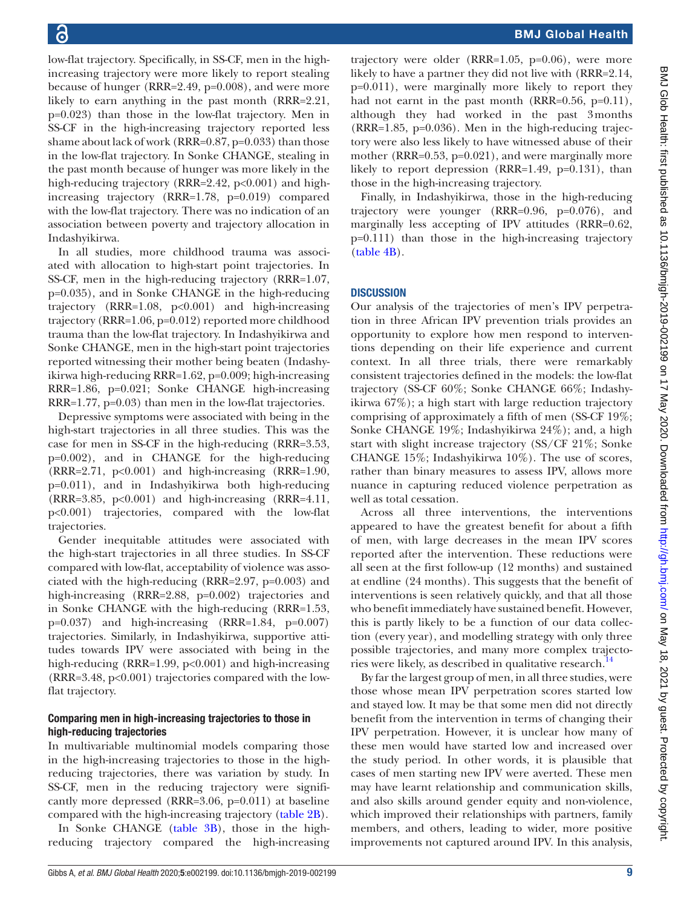low-flat trajectory. Specifically, in SS-CF, men in the high-increasing trajectory were more likely to report stealing because of hunger (RRR=2.49, p=0.008), and were more likely to earn anything in the past month (RRR=2.21, p=0.023) than those in the low-flat trajectory. Men in SS-CF in the high-increasing trajectory reported less shame about lack of work (RRR=0.87, p=0.033) than those in the low-flat trajectory. In Sonke CHANGE, stealing in the past month because of hunger was more likely in the high-reducing trajectory (RRR=2.42, p<0.001) and high-increasing trajectory (RRR=1.78, p=0.019) compared with the low-flat trajectory. There was no indication of an association between poverty and trajectory allocation in Indashyikirwa.

In all studies, more childhood trauma was associated with allocation to high-start point trajectories. In SS-CF, men in the high-reducing trajectory (RRR=1.07, p=0.035), and in Sonke CHANGE in the high-reducing trajectory (RRR=1.08, p<0.001) and high-increasing trajectory (RRR=1.06, p=0.012) reported more childhood trauma than the low-flat trajectory. In Indashyikirwa and Sonke CHANGE, men in the high-start point trajectories reported witnessing their mother being beaten (Indashyikirwa high-reducing RRR=1.62, p=0.009; high-increasing RRR=1.86, p=0.021; Sonke CHANGE high-increasing RRR=1.77, p=0.03) than men in the low-flat trajectories.

Depressive symptoms were associated with being in the high-start trajectories in all three studies. This was the case for men in SS-CF in the high-reducing (RRR=3.53, p=0.002), and in CHANGE for the high-reducing (RRR=2.71, p<0.001) and high-increasing (RRR=1.90, p=0.011), and in Indashyikirwa both high-reducing (RRR=3.85, p<0.001) and high-increasing (RRR=4.11, p<0.001) trajectories, compared with the low-flat trajectories.

Gender inequitable attitudes were associated with the high-start trajectories in all three studies. In SS-CF compared with low-flat, acceptability of violence was associated with the high-reducing (RRR=2.97, p=0.003) and high-increasing (RRR=2.88, p=0.002) trajectories and in Sonke CHANGE with the high-reducing (RRR=1.53, p=0.037) and high-increasing (RRR=1.84, p=0.007) trajectories. Similarly, in Indashyikirwa, supportive attitudes towards IPV were associated with being in the high-reducing (RRR=1.99, p<0.001) and high-increasing (RRR=3.48, p<0.001) trajectories compared with the low-flat trajectory.

### Comparing men in high-increasing trajectories to those in high-reducing trajectories

In multivariable multinomial models comparing those in the high-increasing trajectories to those in the high-reducing trajectories, there was variation by study. In SS-CF, men in the reducing trajectory were significantly more depressed (RRR=3.06, p=0.011) at baseline compared with the high-increasing trajectory (table 2B).

In Sonke CHANGE (table 3B), those in the high-reducing trajectory compared the high-increasing trajectory were older (RRR=1.05, p=0.06), were more likely to have a partner they did not live with (RRR=2.14, p=0.011), were marginally more likely to report they had not earnt in the past month (RRR=0.56, p=0.11), although they had worked in the past 3 months (RRR=1.85, p=0.036). Men in the high-reducing trajectory were also less likely to have witnessed abuse of their mother (RRR=0.53, p=0.021), and were marginally more likely to report depression (RRR=1.49, p=0.131), than those in the high-increasing trajectory.

Finally, in Indashyikirwa, those in the high-reducing trajectory were younger (RRR=0.96, p=0.076), and marginally less accepting of IPV attitudes (RRR=0.62, p=0.111) than those in the high-increasing trajectory (table 4B).

## DISCUSSION

Our analysis of the trajectories of men's IPV perpetration in three African IPV prevention trials provides an opportunity to explore how men respond to interventions depending on their life experience and current context. In all three trials, there were remarkably consistent trajectories defined in the models: the low-flat trajectory (SS-CF 60%; Sonke CHANGE 66%; Indashyikirwa 67%); a high start with large reduction trajectory comprising of approximately a fifth of men (SS-CF 19%; Sonke CHANGE 19%; Indashyikirwa 24%); and, a high start with slight increase trajectory (SS/CF 21%; Sonke CHANGE 15%; Indashyikirwa 10%). The use of scores, rather than binary measures to assess IPV, allows more nuance in capturing reduced violence perpetration as well as total cessation.

Across all three interventions, the interventions appeared to have the greatest benefit for about a fifth of men, with large decreases in the mean IPV scores reported after the intervention. These reductions were all seen at the first follow-up (12 months) and sustained at endline (24 months). This suggests that the benefit of interventions is seen relatively quickly, and that all those who benefit immediately have sustained benefit. However, this is partly likely to be a function of our data collection (every year), and modelling strategy with only three possible trajectories, and many more complex trajectories were likely, as described in qualitative research.[14]

By far the largest group of men, in all three studies, were those whose mean IPV perpetration scores started low and stayed low. It may be that some men did not directly benefit from the intervention in terms of changing their IPV perpetration. However, it is unclear how many of these men would have started low and increased over the study period. In other words, it is plausible that cases of men starting new IPV were averted. These men may have learnt relationship and communication skills, and also skills around gender equity and non-violence, which improved their relationships with partners, family members, and others, leading to wider, more positive improvements not captured around IPV. In this analysis,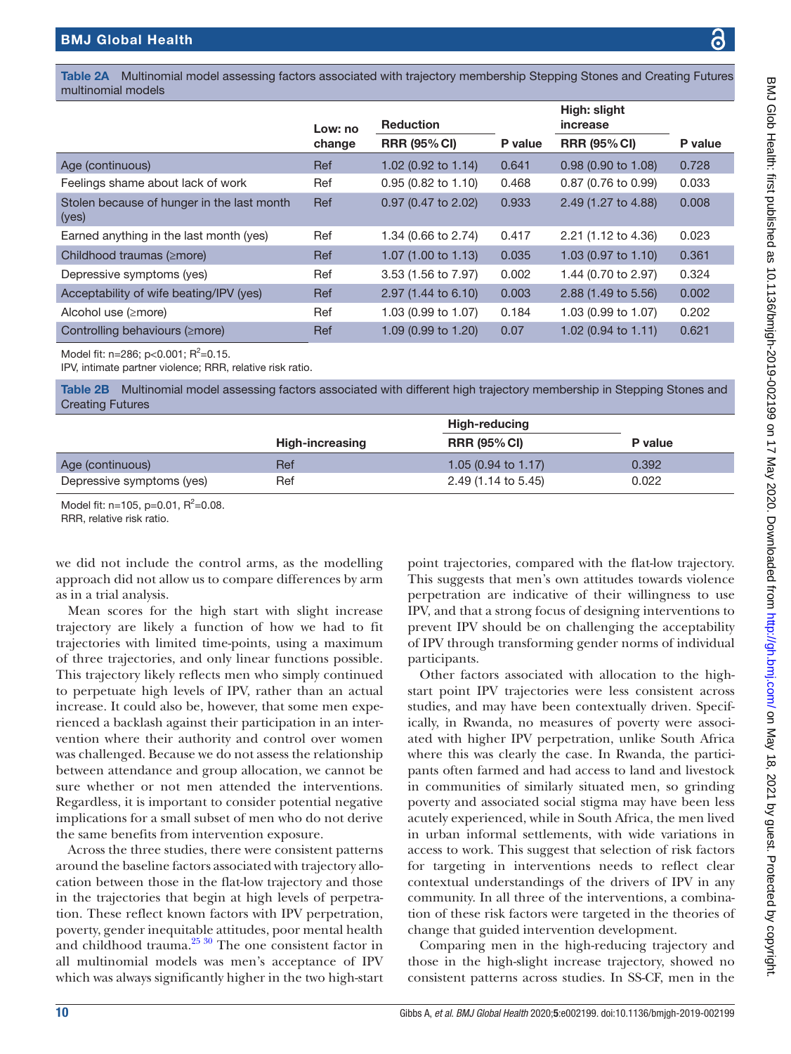**Table 2A** Multinomial model assessing factors associated with trajectory membership Stepping Stones and Creating Futures multinomial models

| | Low: no change | Reduction | | High: slight increase | |
|---|---|---|---|---|---|
| | | RRR (95% CI) | P value | RRR (95% CI) | P value |
| Age (continuous) | Ref | 1.02 (0.92 to 1.14) | 0.641 | 0.98 (0.90 to 1.08) | 0.728 |
| Feelings shame about lack of work | Ref | 0.95 (0.82 to 1.10) | 0.468 | 0.87 (0.76 to 0.99) | 0.033 |
| Stolen because of hunger in the last month (yes) | Ref | 0.97 (0.47 to 2.02) | 0.933 | 2.49 (1.27 to 4.88) | 0.008 |
| Earned anything in the last month (yes) | Ref | 1.34 (0.66 to 2.74) | 0.417 | 2.21 (1.12 to 4.36) | 0.023 |
| Childhood traumas (≥more) | Ref | 1.07 (1.00 to 1.13) | 0.035 | 1.03 (0.97 to 1.10) | 0.361 |
| Depressive symptoms (yes) | Ref | 3.53 (1.56 to 7.97) | 0.002 | 1.44 (0.70 to 2.97) | 0.324 |
| Acceptability of wife beating/IPV (yes) | Ref | 2.97 (1.44 to 6.10) | 0.003 | 2.88 (1.49 to 5.56) | 0.002 |
| Alcohol use (≥more) | Ref | 1.03 (0.99 to 1.07) | 0.184 | 1.03 (0.99 to 1.07) | 0.202 |
| Controlling behaviours (≥more) | Ref | 1.09 (0.99 to 1.20) | 0.07 | 1.02 (0.94 to 1.11) | 0.621 |

Model fit: n=286; $p<0.001$; $R^2$=0.15.

IPV, intimate partner violence; RRR, relative risk ratio.

**Table 2B** Multinomial model assessing factors associated with different high trajectory membership in Stepping Stones and Creating Futures

| | High-increasing | High-reducing | |
|---|---|---|---|
| | | RRR (95% CI) | P value |
| Age (continuous) | Ref | 1.05 (0.94 to 1.17) | 0.392 |
| Depressive symptoms (yes) | Ref | 2.49 (1.14 to 5.45) | 0.022 |

Model fit: n=105, p=0.01, $R^2$=0.08.

RRR, relative risk ratio.

we did not include the control arms, as the modelling approach did not allow us to compare differences by arm as in a trial analysis.

Mean scores for the high start with slight increase trajectory are likely a function of how we had to fit trajectories with limited time-points, using a maximum of three trajectories, and only linear functions possible. This trajectory likely reflects men who simply continued to perpetuate high levels of IPV, rather than an actual increase. It could also be, however, that some men experienced a backlash against their participation in an intervention where their authority and control over women was challenged. Because we do not assess the relationship between attendance and group allocation, we cannot be sure whether or not men attended the interventions. Regardless, it is important to consider potential negative implications for a small subset of men who do not derive the same benefits from intervention exposure.

Across the three studies, there were consistent patterns around the baseline factors associated with trajectory allocation between those in the flat-low trajectory and those in the trajectories that begin at high levels of perpetration. These reflect known factors with IPV perpetration, poverty, gender inequitable attitudes, poor mental health and childhood trauma.[25 30] The one consistent factor in all multinomial models was men's acceptance of IPV which was always significantly higher in the two high-start point trajectories, compared with the flat-low trajectory. This suggests that men's own attitudes towards violence perpetration are indicative of their willingness to use IPV, and that a strong focus of designing interventions to prevent IPV should be on challenging the acceptability of IPV through transforming gender norms of individual participants.

Other factors associated with allocation to the high-start point IPV trajectories were less consistent across studies, and may have been contextually driven. Specifically, in Rwanda, no measures of poverty were associated with higher IPV perpetration, unlike South Africa where this was clearly the case. In Rwanda, the participants often farmed and had access to land and livestock in communities of similarly situated men, so grinding poverty and associated social stigma may have been less acutely experienced, while in South Africa, the men lived in urban informal settlements, with wide variations in access to work. This suggest that selection of risk factors for targeting in interventions needs to reflect clear contextual understandings of the drivers of IPV in any community. In all three of the interventions, a combination of these risk factors were targeted in the theories of change that guided intervention development.

Comparing men in the high-reducing trajectory and those in the high-slight increase trajectory, showed no consistent patterns across studies. In SS-CF, men in the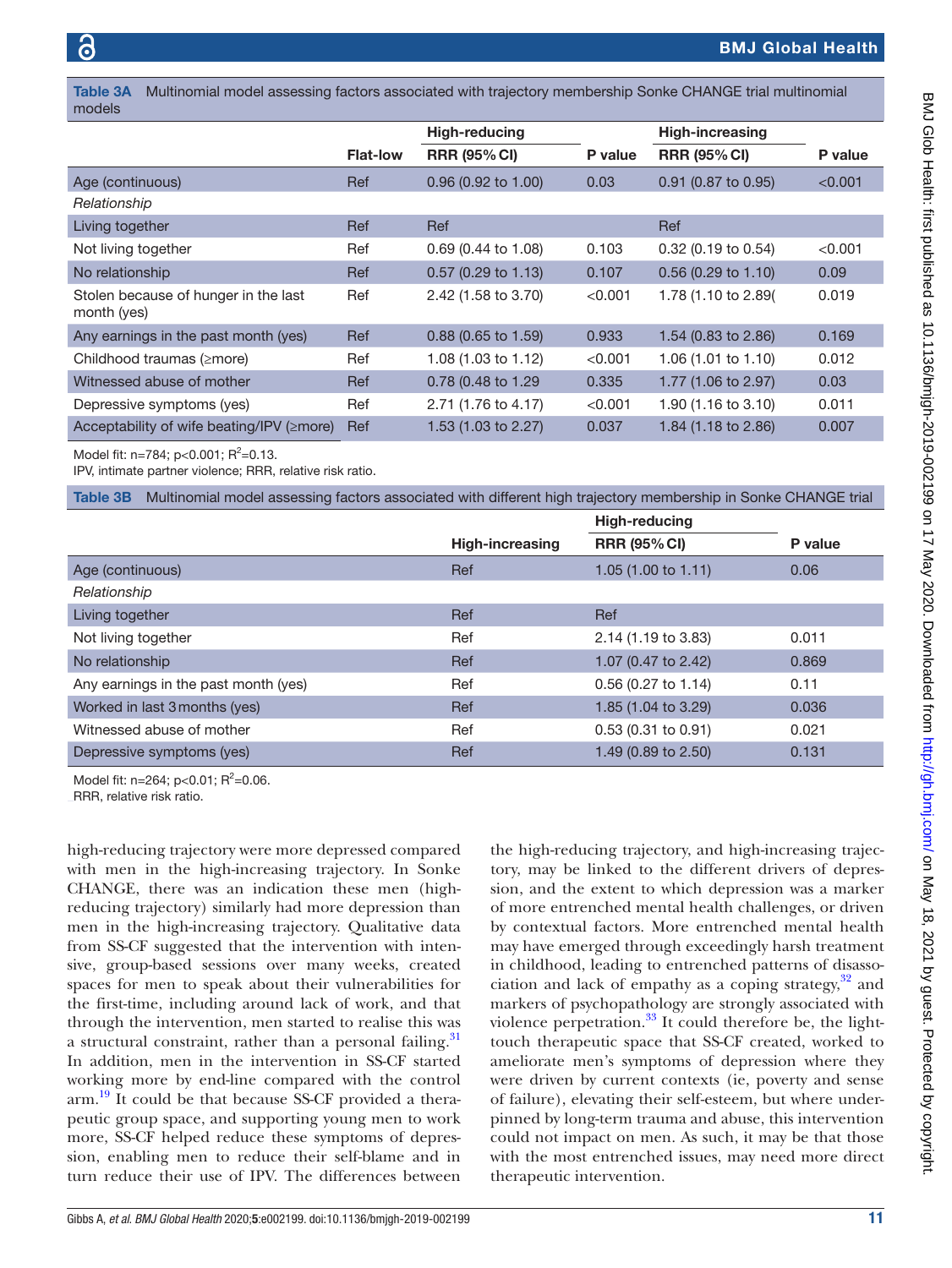Table 3A Multinomial model assessing factors associated with trajectory membership Sonke CHANGE trial multinomial models

| | Flat-low | High-reducing RRR (95% CI) | P value | High-increasing RRR (95% CI) | P value |
|---|---|---|---|---|---|
| Age (continuous) | Ref | 0.96 (0.92 to 1.00) | 0.03 | 0.91 (0.87 to 0.95) | <0.001 |
| *Relationship* | | | | | |
| Living together | Ref | Ref | | Ref | |
| Not living together | Ref | 0.69 (0.44 to 1.08) | 0.103 | 0.32 (0.19 to 0.54) | <0.001 |
| No relationship | Ref | 0.57 (0.29 to 1.13) | 0.107 | 0.56 (0.29 to 1.10) | 0.09 |
| Stolen because of hunger in the last month (yes) | Ref | 2.42 (1.58 to 3.70) | <0.001 | 1.78 (1.10 to 2.89( | 0.019 |
| Any earnings in the past month (yes) | Ref | 0.88 (0.65 to 1.59) | 0.933 | 1.54 (0.83 to 2.86) | 0.169 |
| Childhood traumas (≥more) | Ref | 1.08 (1.03 to 1.12) | <0.001 | 1.06 (1.01 to 1.10) | 0.012 |
| Witnessed abuse of mother | Ref | 0.78 (0.48 to 1.29 | 0.335 | 1.77 (1.06 to 2.97) | 0.03 |
| Depressive symptoms (yes) | Ref | 2.71 (1.76 to 4.17) | <0.001 | 1.90 (1.16 to 3.10) | 0.011 |
| Acceptability of wife beating/IPV (≥more) | Ref | 1.53 (1.03 to 2.27) | 0.037 | 1.84 (1.18 to 2.86) | 0.007 |

Model fit: n=784; p<0.001; $R^2$=0.13.
IPV, intimate partner violence; RRR, relative risk ratio.

Table 3B Multinomial model assessing factors associated with different high trajectory membership in Sonke CHANGE trial

| | High-increasing | High-reducing RRR (95% CI) | P value |
|---|---|---|---|
| Age (continuous) | Ref | 1.05 (1.00 to 1.11) | 0.06 |
| *Relationship* | | | |
| Living together | Ref | Ref | |
| Not living together | Ref | 2.14 (1.19 to 3.83) | 0.011 |
| No relationship | Ref | 1.07 (0.47 to 2.42) | 0.869 |
| Any earnings in the past month (yes) | Ref | 0.56 (0.27 to 1.14) | 0.11 |
| Worked in last 3 months (yes) | Ref | 1.85 (1.04 to 3.29) | 0.036 |
| Witnessed abuse of mother | Ref | 0.53 (0.31 to 0.91) | 0.021 |
| Depressive symptoms (yes) | Ref | 1.49 (0.89 to 2.50) | 0.131 |

Model fit: n=264; p<0.01; $R^2$=0.06.
RRR, relative risk ratio.

high-reducing trajectory were more depressed compared with men in the high-increasing trajectory. In Sonke CHANGE, there was an indication these men (high-reducing trajectory) similarly had more depression than men in the high-increasing trajectory. Qualitative data from SS-CF suggested that the intervention with intensive, group-based sessions over many weeks, created spaces for men to speak about their vulnerabilities for the first-time, including around lack of work, and that through the intervention, men started to realise this was a structural constraint, rather than a personal failing.[31] In addition, men in the intervention in SS-CF started working more by end-line compared with the control arm.[19] It could be that because SS-CF provided a therapeutic group space, and supporting young men to work more, SS-CF helped reduce these symptoms of depression, enabling men to reduce their self-blame and in turn reduce their use of IPV. The differences between the high-reducing trajectory, and high-increasing trajectory, may be linked to the different drivers of depression, and the extent to which depression was a marker of more entrenched mental health challenges, or driven by contextual factors. More entrenched mental health may have emerged through exceedingly harsh treatment in childhood, leading to entrenched patterns of disassociation and lack of empathy as a coping strategy,[32] and markers of psychopathology are strongly associated with violence perpetration.[33] It could therefore be, the light-touch therapeutic space that SS-CF created, worked to ameliorate men's symptoms of depression where they were driven by current contexts (ie, poverty and sense of failure), elevating their self-esteem, but where underpinned by long-term trauma and abuse, this intervention could not impact on men. As such, it may be that those with the most entrenched issues, may need more direct therapeutic intervention.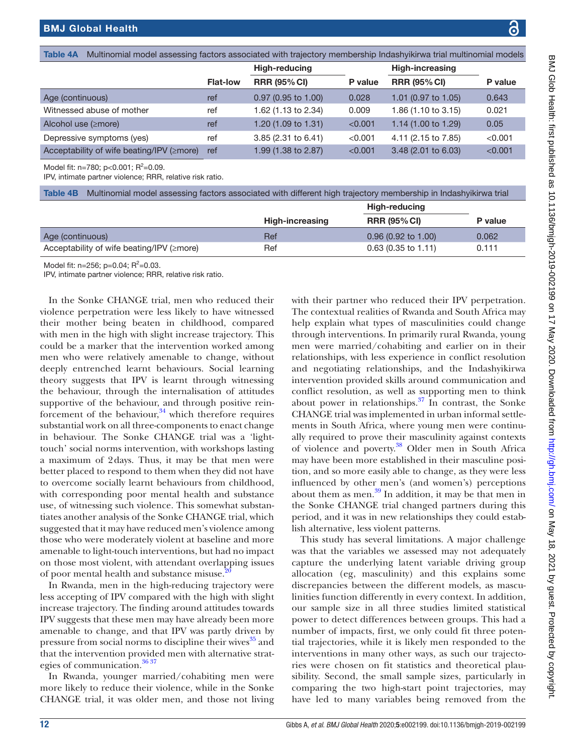**Table 4A** Multinomial model assessing factors associated with trajectory membership Indashyikirwa trial multinomial models

| | Flat-low | High-reducing | | High-increasing | |
|---|---|---|---|---|---|
| | | RRR (95% CI) | P value | RRR (95% CI) | P value |
| Age (continuous) | ref | 0.97 (0.95 to 1.00) | 0.028 | 1.01 (0.97 to 1.05) | 0.643 |
| Witnessed abuse of mother | ref | 1.62 (1.13 to 2.34) | 0.009 | 1.86 (1.10 to 3.15) | 0.021 |
| Alcohol use (≥more) | ref | 1.20 (1.09 to 1.31) | <0.001 | 1.14 (1.00 to 1.29) | 0.05 |
| Depressive symptoms (yes) | ref | 3.85 (2.31 to 6.41) | <0.001 | 4.11 (2.15 to 7.85) | <0.001 |
| Acceptability of wife beating/IPV (≥more) | ref | 1.99 (1.38 to 2.87) | <0.001 | 3.48 (2.01 to 6.03) | <0.001 |

Model fit: n=780; p<0.001; $R^2$=0.09.
IPV, intimate partner violence; RRR, relative risk ratio.

**Table 4B** Multinomial model assessing factors associated with different high trajectory membership in Indashyikirwa trial

| | High-increasing | High-reducing | |
|---|---|---|---|
| | | RRR (95% CI) | P value |
| Age (continuous) | Ref | 0.96 (0.92 to 1.00) | 0.062 |
| Acceptability of wife beating/IPV (≥more) | Ref | 0.63 (0.35 to 1.11) | 0.111 |

Model fit: n=256; p=0.04; $R^2$=0.03.
IPV, intimate partner violence; RRR, relative risk ratio.

In the Sonke CHANGE trial, men who reduced their violence perpetration were less likely to have witnessed their mother being beaten in childhood, compared with men in the high with slight increase trajectory. This could be a marker that the intervention worked among men who were relatively amenable to change, without deeply entrenched learnt behaviours. Social learning theory suggests that IPV is learnt through witnessing the behaviour, through the internalisation of attitudes supportive of the behaviour, and through positive reinforcement of the behaviour,[34] which therefore requires substantial work on all three-components to enact change in behaviour. The Sonke CHANGE trial was a 'light-touch' social norms intervention, with workshops lasting a maximum of 2 days. Thus, it may be that men were better placed to respond to them when they did not have to overcome socially learnt behaviours from childhood, with corresponding poor mental health and substance use, of witnessing such violence. This somewhat substantiates another analysis of the Sonke CHANGE trial, which suggested that it may have reduced men's violence among those who were moderately violent at baseline and more amenable to light-touch interventions, but had no impact on those most violent, with attendant overlapping issues of poor mental health and substance misuse.[20]

In Rwanda, men in the high-reducing trajectory were less accepting of IPV compared with the high with slight increase trajectory. The finding around attitudes towards IPV suggests that these men may have already been more amenable to change, and that IPV was partly driven by pressure from social norms to discipline their wives[35] and that the intervention provided men with alternative strategies of communication.[36,37]

In Rwanda, younger married/cohabiting men were more likely to reduce their violence, while in the Sonke CHANGE trial, it was older men, and those not living with their partner who reduced their IPV perpetration. The contextual realities of Rwanda and South Africa may help explain what types of masculinities could change through interventions. In primarily rural Rwanda, young men were married/cohabiting and earlier on in their relationships, with less experience in conflict resolution and negotiating relationships, and the Indashyikirwa intervention provided skills around communication and conflict resolution, as well as supporting men to think about power in relationships.[37] In contrast, the Sonke CHANGE trial was implemented in urban informal settlements in South Africa, where young men were continually required to prove their masculinity against contexts of violence and poverty.[38] Older men in South Africa may have been more established in their masculine position, and so more easily able to change, as they were less influenced by other men's (and women's) perceptions about them as men.[39] In addition, it may be that men in the Sonke CHANGE trial changed partners during this period, and it was in new relationships they could establish alternative, less violent patterns.

This study has several limitations. A major challenge was that the variables we assessed may not adequately capture the underlying latent variable driving group allocation (eg, masculinity) and this explains some discrepancies between the different models, as masculinities function differently in every context. In addition, our sample size in all three studies limited statistical power to detect differences between groups. This had a number of impacts, first, we only could fit three potential trajectories, while it is likely men responded to the interventions in many other ways, as such our trajectories were chosen on fit statistics and theoretical plausibility. Second, the small sample sizes, particularly in comparing the two high-start point trajectories, may have led to many variables being removed from the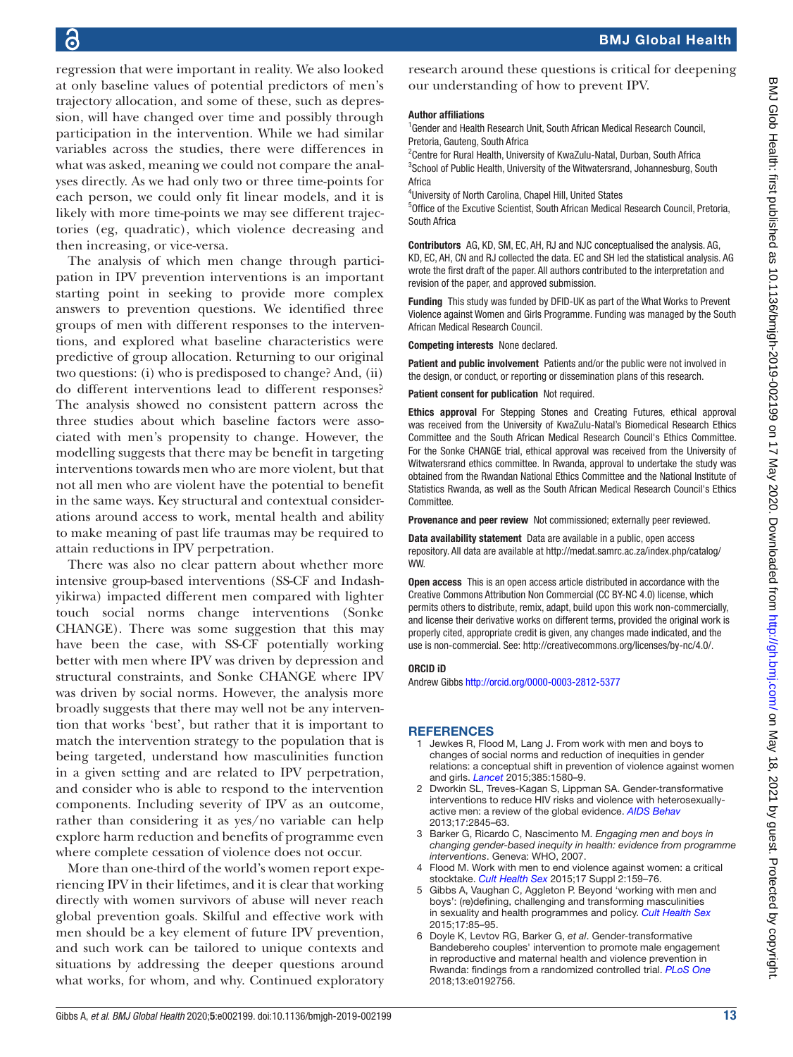regression that were important in reality. We also looked at only baseline values of potential predictors of men's trajectory allocation, and some of these, such as depression, will have changed over time and possibly through participation in the intervention. While we had similar variables across the studies, there were differences in what was asked, meaning we could not compare the analyses directly. As we had only two or three time-points for each person, we could only fit linear models, and it is likely with more time-points we may see different trajectories (eg, quadratic), which violence decreasing and then increasing, or vice-versa.

The analysis of which men change through participation in IPV prevention interventions is an important starting point in seeking to provide more complex answers to prevention questions. We identified three groups of men with different responses to the interventions, and explored what baseline characteristics were predictive of group allocation. Returning to our original two questions: (i) who is predisposed to change? And, (ii) do different interventions lead to different responses? The analysis showed no consistent pattern across the three studies about which baseline factors were associated with men's propensity to change. However, the modelling suggests that there may be benefit in targeting interventions towards men who are more violent, but that not all men who are violent have the potential to benefit in the same ways. Key structural and contextual considerations around access to work, mental health and ability to make meaning of past life traumas may be required to attain reductions in IPV perpetration.

There was also no clear pattern about whether more intensive group-based interventions (SS-CF and Indashyikirwa) impacted different men compared with lighter touch social norms change interventions (Sonke CHANGE). There was some suggestion that this may have been the case, with SS-CF potentially working better with men where IPV was driven by depression and structural constraints, and Sonke CHANGE where IPV was driven by social norms. However, the analysis more broadly suggests that there may well not be any intervention that works 'best', but rather that it is important to match the intervention strategy to the population that is being targeted, understand how masculinities function in a given setting and are related to IPV perpetration, and consider who is able to respond to the intervention components. Including severity of IPV as an outcome, rather than considering it as yes/no variable can help explore harm reduction and benefits of programme even where complete cessation of violence does not occur.

More than one-third of the world's women report experiencing IPV in their lifetimes, and it is clear that working directly with women survivors of abuse will never reach global prevention goals. Skilful and effective work with men should be a key element of future IPV prevention, and such work can be tailored to unique contexts and situations by addressing the deeper questions around what works, for whom, and why. Continued exploratory research around these questions is critical for deepening our understanding of how to prevent IPV.

**Author affiliations**

[1]Gender and Health Research Unit, South African Medical Research Council, Pretoria, Gauteng, South Africa
[2]Centre for Rural Health, University of KwaZulu-Natal, Durban, South Africa
[3]School of Public Health, University of the Witwatersrand, Johannesburg, South Africa
[4]University of North Carolina, Chapel Hill, United States
[5]Office of the Excutive Scientist, South African Medical Research Council, Pretoria, South Africa

**Contributors** AG, KD, SM, EC, AH, RJ and NJC conceptualised the analysis. AG, KD, EC, AH, CN and RJ collected the data. EC and SH led the statistical analysis. AG wrote the first draft of the paper. All authors contributed to the interpretation and revision of the paper, and approved submission.

**Funding** This study was funded by DFID-UK as part of the What Works to Prevent Violence against Women and Girls Programme. Funding was managed by the South African Medical Research Council.

**Competing interests** None declared.

**Patient and public involvement** Patients and/or the public were not involved in the design, or conduct, or reporting or dissemination plans of this research.

**Patient consent for publication** Not required.

**Ethics approval** For Stepping Stones and Creating Futures, ethical approval was received from the University of KwaZulu-Natal's Biomedical Research Ethics Committee and the South African Medical Research Council's Ethics Committee. For the Sonke CHANGE trial, ethical approval was received from the University of Witwatersrand ethics committee. In Rwanda, approval to undertake the study was obtained from the Rwandan National Ethics Committee and the National Institute of Statistics Rwanda, as well as the South African Medical Research Council's Ethics Committee.

**Provenance and peer review** Not commissioned; externally peer reviewed.

**Data availability statement** Data are available in a public, open access repository. All data are available at http://medat.samrc.ac.za/index.php/catalog/WW.

**Open access** This is an open access article distributed in accordance with the Creative Commons Attribution Non Commercial (CC BY-NC 4.0) license, which permits others to distribute, remix, adapt, build upon this work non-commercially, and license their derivative works on different terms, provided the original work is properly cited, appropriate credit is given, any changes made indicated, and the use is non-commercial. See: http://creativecommons.org/licenses/by-nc/4.0/.

**ORCID iD**

Andrew Gibbs http://orcid.org/0000-0003-2812-5377

## REFERENCES

1. Jewkes R, Flood M, Lang J. From work with men and boys to changes of social norms and reduction of inequities in gender relations: a conceptual shift in prevention of violence against women and girls. *Lancet* 2015;385:1580–9.
2. Dworkin SL, Treves-Kagan S, Lippman SA. Gender-transformative interventions to reduce HIV risks and violence with heterosexually-active men: a review of the global evidence. *AIDS Behav* 2013;17:2845–63.
3. Barker G, Ricardo C, Nascimento M. *Engaging men and boys in changing gender-based inequity in health: evidence from programme interventions*. Geneva: WHO, 2007.
4. Flood M. Work with men to end violence against women: a critical stocktake. *Cult Health Sex* 2015;17 Suppl 2:159–76.
5. Gibbs A, Vaughan C, Aggleton P. Beyond 'working with men and boys': (re)defining, challenging and transforming masculinities in sexuality and health programmes and policy. *Cult Health Sex* 2015;17:85–95.
6. Doyle K, Levtov RG, Barker G, *et al*. Gender-transformative Bandebereho couples' intervention to promote male engagement in reproductive and maternal health and violence prevention in Rwanda: findings from a randomized controlled trial. *PLoS One* 2018;13:e0192756.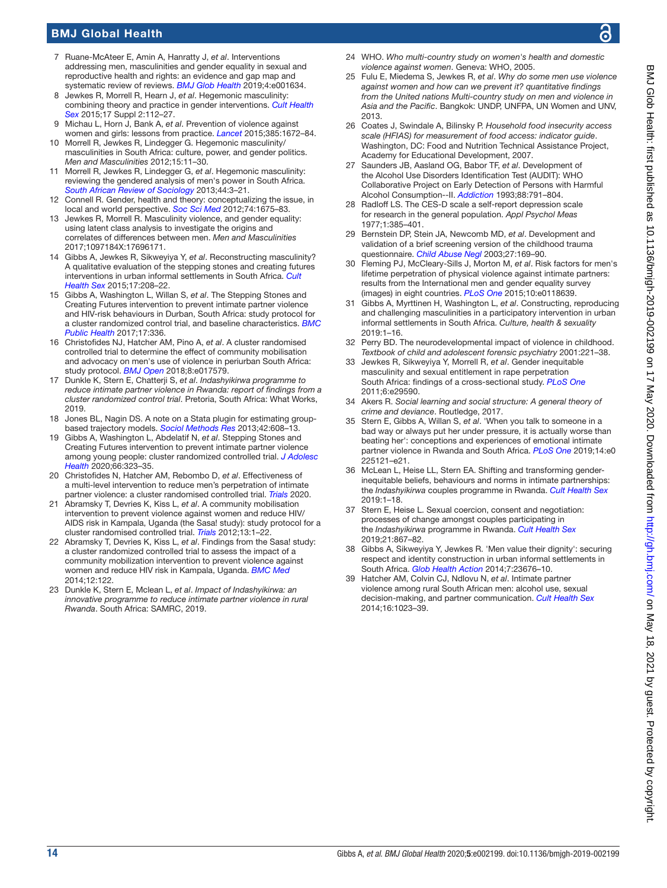7. Ruane-McAteer E, Amin A, Hanratty J, *et al*. Interventions addressing men, masculinities and gender equality in sexual and reproductive health and rights: an evidence and gap map and systematic review of reviews. *BMJ Glob Health* 2019;4:e001634.
8. Jewkes R, Morrell R, Hearn J, *et al*. Hegemonic masculinity: combining theory and practice in gender interventions. *Cult Health Sex* 2015;17 Suppl 2:112–27.
9. Michau L, Horn J, Bank A, *et al*. Prevention of violence against women and girls: lessons from practice. *Lancet* 2015;385:1672–84.
10. Morrell R, Jewkes R, Lindegger G. Hegemonic masculinity/masculinities in South Africa: culture, power, and gender politics. *Men and Masculinities* 2012;15:11–30.
11. Morrell R, Jewkes R, Lindegger G, *et al*. Hegemonic masculinity: reviewing the gendered analysis of men's power in South Africa. *South African Review of Sociology* 2013;44:3–21.
12. Connell R. Gender, health and theory: conceptualizing the issue, in local and world perspective. *Soc Sci Med* 2012;74:1675–83.
13. Jewkes R, Morrell R. Masculinity violence, and gender equality: using latent class analysis to investigate the origins and correlates of differences between men. *Men and Masculinities* 2017;1097184X:17696171.
14. Gibbs A, Jewkes R, Sikweyiya Y, *et al*. Reconstructing masculinity? A qualitative evaluation of the stepping stones and creating futures interventions in urban informal settlements in South Africa. *Cult Health Sex* 2015;17:208–22.
15. Gibbs A, Washington L, Willan S, *et al*. The Stepping Stones and Creating Futures intervention to prevent intimate partner violence and HIV-risk behaviours in Durban, South Africa: study protocol for a cluster randomized control trial, and baseline characteristics. *BMC Public Health* 2017;17:336.
16. Christofides NJ, Hatcher AM, Pino A, *et al*. A cluster randomised controlled trial to determine the effect of community mobilisation and advocacy on men's use of violence in periurban South Africa: study protocol. *BMJ Open* 2018;8:e017579.
17. Dunkle K, Stern E, Chatterji S, *et al*. *Indashyikirwa programme to reduce intimate partner violence in Rwanda: report of findings from a cluster randomized control trial*. Pretoria, South Africa: What Works, 2019.
18. Jones BL, Nagin DS. A note on a Stata plugin for estimating group-based trajectory models. *Sociol Methods Res* 2013;42:608–13.
19. Gibbs A, Washington L, Abdelatif N, *et al*. Stepping Stones and Creating Futures intervention to prevent intimate partner violence among young people: cluster randomized controlled trial. *J Adolesc Health* 2020;66:323–35.
20. Christofides N, Hatcher AM, Rebombo D, *et al*. Effectiveness of a multi-level intervention to reduce men's perpetration of intimate partner violence: a cluster randomised controlled trial. *Trials* 2020.
21. Abramsky T, Devries K, Kiss L, *et al*. A community mobilisation intervention to prevent violence against women and reduce HIV/AIDS risk in Kampala, Uganda (the Sasa! study): study protocol for a cluster randomised controlled trial. *Trials* 2012;13:1–22.
22. Abramsky T, Devries K, Kiss L, *et al*. Findings from the Sasa! study: a cluster randomized controlled trial to assess the impact of a community mobilization intervention to prevent violence against women and reduce HIV risk in Kampala, Uganda. *BMC Med* 2014;12:122.
23. Dunkle K, Stern E, Mclean L, *et al*. *Impact of Indashyikirwa: an innovative programme to reduce intimate partner violence in rural Rwanda*. South Africa: SAMRC, 2019.
24. WHO. *Who multi-country study on women's health and domestic violence against women*. Geneva: WHO, 2005.
25. Fulu E, Miedema S, Jewkes R, *et al*. *Why do some men use violence against women and how can we prevent it? quantitative findings from the United nations Multi-country study on men and violence in Asia and the Pacific*. Bangkok: UNDP, UNFPA, UN Women and UNV, 2013.
26. Coates J, Swindale A, Bilinsky P. *Household food insecurity access scale (HFIAS) for measurement of food access: indicator guide*. Washington, DC: Food and Nutrition Technical Assistance Project, Academy for Educational Development, 2007.
27. Saunders JB, Aasland OG, Babor TF, *et al*. Development of the Alcohol Use Disorders Identification Test (AUDIT): WHO Collaborative Project on Early Detection of Persons with Harmful Alcohol Consumption--II. *Addiction* 1993;88:791–804.
28. Radloff LS. The CES-D scale a self-report depression scale for research in the general population. *Appl Psychol Meas* 1977;1:385–401.
29. Bernstein DP, Stein JA, Newcomb MD, *et al*. Development and validation of a brief screening version of the childhood trauma questionnaire. *Child Abuse Negl* 2003;27:169–90.
30. Fleming PJ, McCleary-Sills J, Morton M, *et al*. Risk factors for men's lifetime perpetration of physical violence against intimate partners: results from the International men and gender equality survey (images) in eight countries. *PLoS One* 2015;10:e0118639.
31. Gibbs A, Myrttinen H, Washington L, *et al*. Constructing, reproducing and challenging masculinities in a participatory intervention in urban informal settlements in South Africa. *Culture, health & sexuality* 2019:1–16.
32. Perry BD. The neurodevelopmental impact of violence in childhood. *Textbook of child and adolescent forensic psychiatry* 2001:221–38.
33. Jewkes R, Sikweyiya Y, Morrell R, *et al*. Gender inequitable masculinity and sexual entitlement in rape perpetration South Africa: findings of a cross-sectional study. *PLoS One* 2011;6:e29590.
34. Akers R. *Social learning and social structure: A general theory of crime and deviance*. Routledge, 2017.
35. Stern E, Gibbs A, Willan S, *et al*. 'When you talk to someone in a bad way or always put her under pressure, it is actually worse than beating her': conceptions and experiences of emotional intimate partner violence in Rwanda and South Africa. *PLoS One* 2019;14:e0225121–e21.
36. McLean L, Heise LL, Stern EA. Shifting and transforming gender-inequitable beliefs, behaviours and norms in intimate partnerships: the *Indashyikirwa* couples programme in Rwanda. *Cult Health Sex* 2019:1–18.
37. Stern E, Heise L. Sexual coercion, consent and negotiation: processes of change amongst couples participating in the *Indashyikirwa* programme in Rwanda. *Cult Health Sex* 2019;21:867–82.
38. Gibbs A, Sikweyiya Y, Jewkes R. 'Men value their dignity': securing respect and identity construction in urban informal settlements in South Africa. *Glob Health Action* 2014;7:23676–10.
39. Hatcher AM, Colvin CJ, Ndlovu N, *et al*. Intimate partner violence among rural South African men: alcohol use, sexual decision-making, and partner communication. *Cult Health Sex* 2014;16:1023–39.